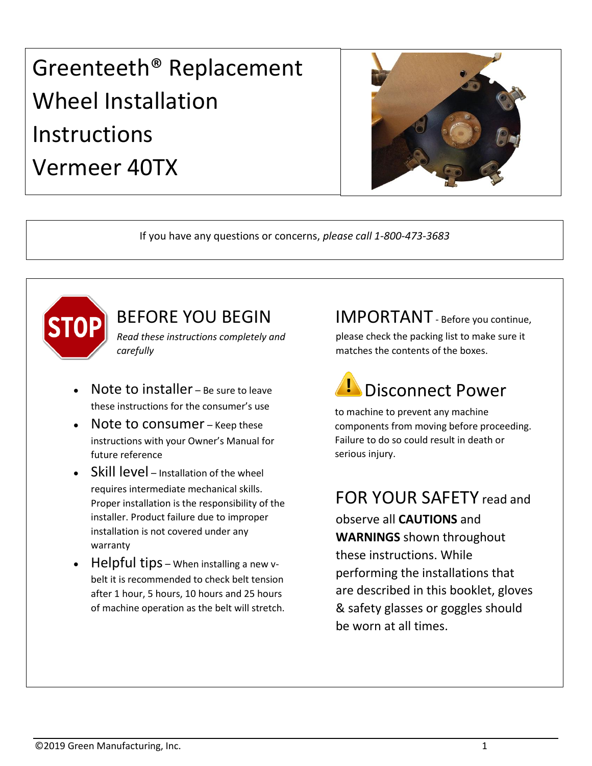# Greenteeth® Replacement Wheel Installation Instructions Vermeer 40TX

If you have any questions or concerns, *please call 1-800-473-3683*

## BEFORE YOU BEGIN

*Read these instructions completely and carefully*

- Note to installer – Be sure to leave these instructions for the consumer's use
- Note to consumer – Keep these instructions with your Owner's Manual for future reference
- Skill level – Installation of the wheel requires intermediate mechanical skills. Proper installation is the responsibility of the installer. Product failure due to improper installation is not covered under any warranty
- Helpful tips – When installing a new v-belt it is recommended to check belt tension after 1 hour, 5 hours, 10 hours and 25 hours of machine operation as the belt will stretch.

## IMPORTANT - Before you continue,

please check the packing list to make sure it matches the contents of the boxes.

## Disconnect Power

to machine to prevent any machine components from moving before proceeding. Failure to do so could result in death or serious injury.

## FOR YOUR SAFETY read and

observe all **CAUTIONS** and **WARNINGS** shown throughout these instructions. While performing the installations that are described in this booklet, gloves & safety glasses or goggles should be worn at all times.

©2019 Green Manufacturing, Inc.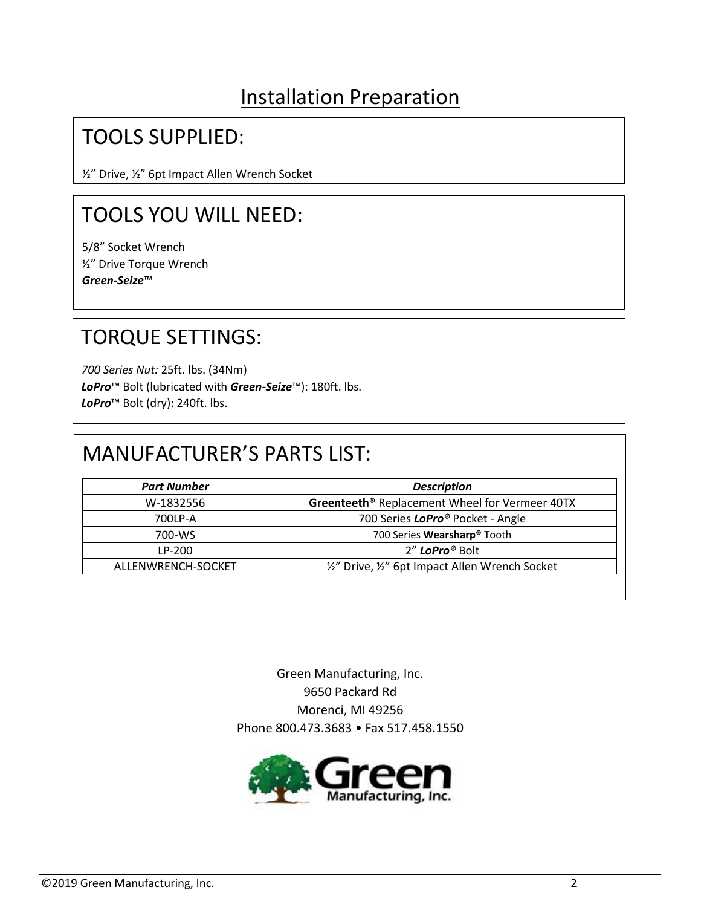# Installation Preparation

## TOOLS SUPPLIED:

½" Drive, ½" 6pt Impact Allen Wrench Socket

## TOOLS YOU WILL NEED:

5/8" Socket Wrench
½" Drive Torque Wrench
***Green-Seize***™

## TORQUE SETTINGS:

*700 Series Nut:* 25ft. lbs. (34Nm)
***LoPro***™ Bolt (lubricated with ***Green-Seize***™): 180ft. lbs.
***LoPro***™ Bolt (dry): 240ft. lbs.

## MANUFACTURER'S PARTS LIST:

| ***Part Number*** | ***Description*** |
| --- | --- |
| W-1832556 | **Greenteeth®** Replacement Wheel for Vermeer 40TX |
| 700LP-A | 700 Series ***LoPro®*** Pocket - Angle |
| 700-WS | 700 Series **Wearsharp®** Tooth |
| LP-200 | 2" ***LoPro®*** Bolt |
| ALLENWRENCH-SOCKET | ½" Drive, ½" 6pt Impact Allen Wrench Socket |

Green Manufacturing, Inc.
9650 Packard Rd
Morenci, MI 49256
Phone 800.473.3683 • Fax 517.458.1550

Green Manufacturing, Inc.

©2019 Green Manufacturing, Inc.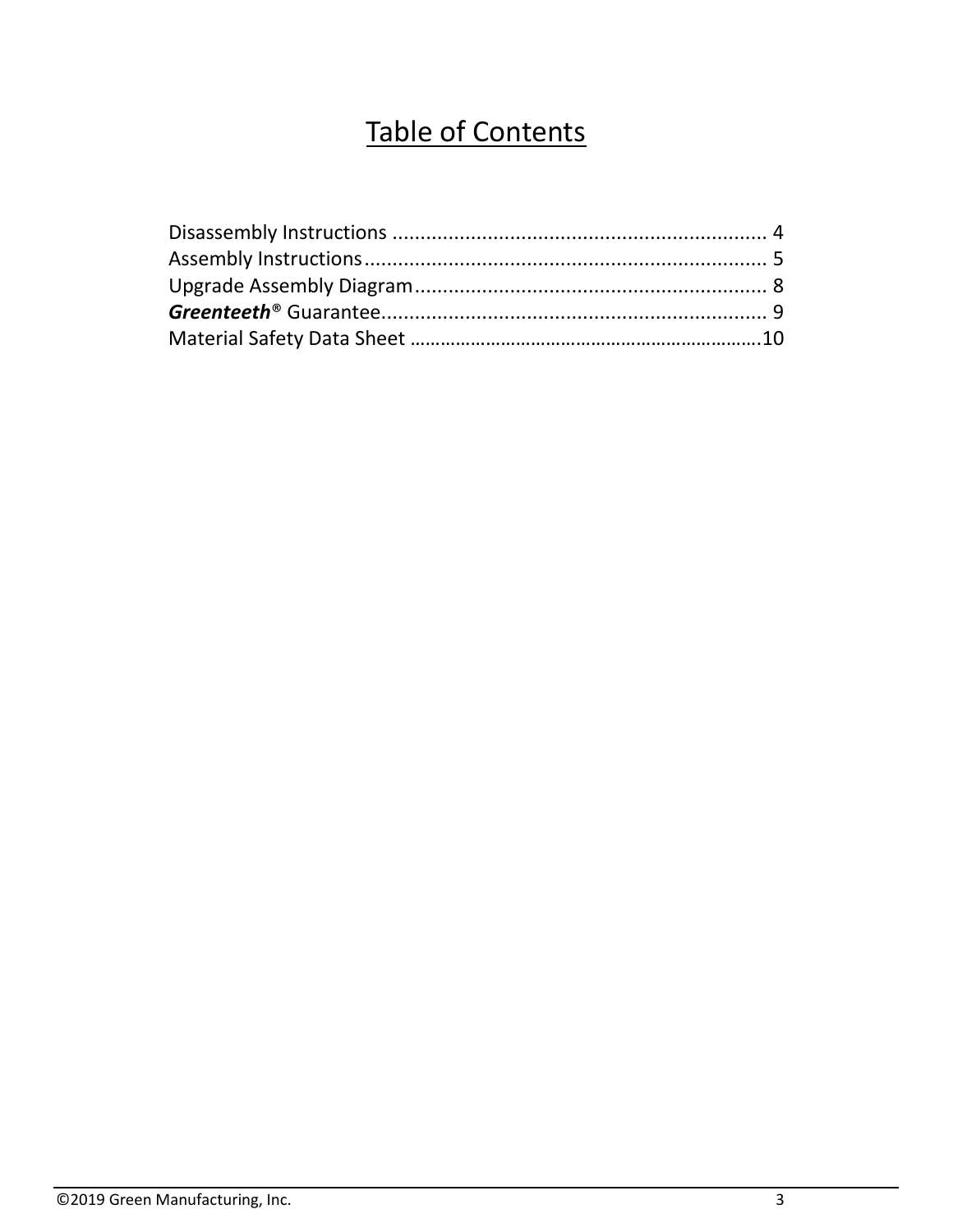# Table of Contents

Disassembly Instructions .................................................................. 4
Assembly Instructions........................................................................ 5
Upgrade Assembly Diagram............................................................... 8
***Greenteeth***® Guarantee.................................................................... 9
Material Safety Data Sheet ……………………………………………………………10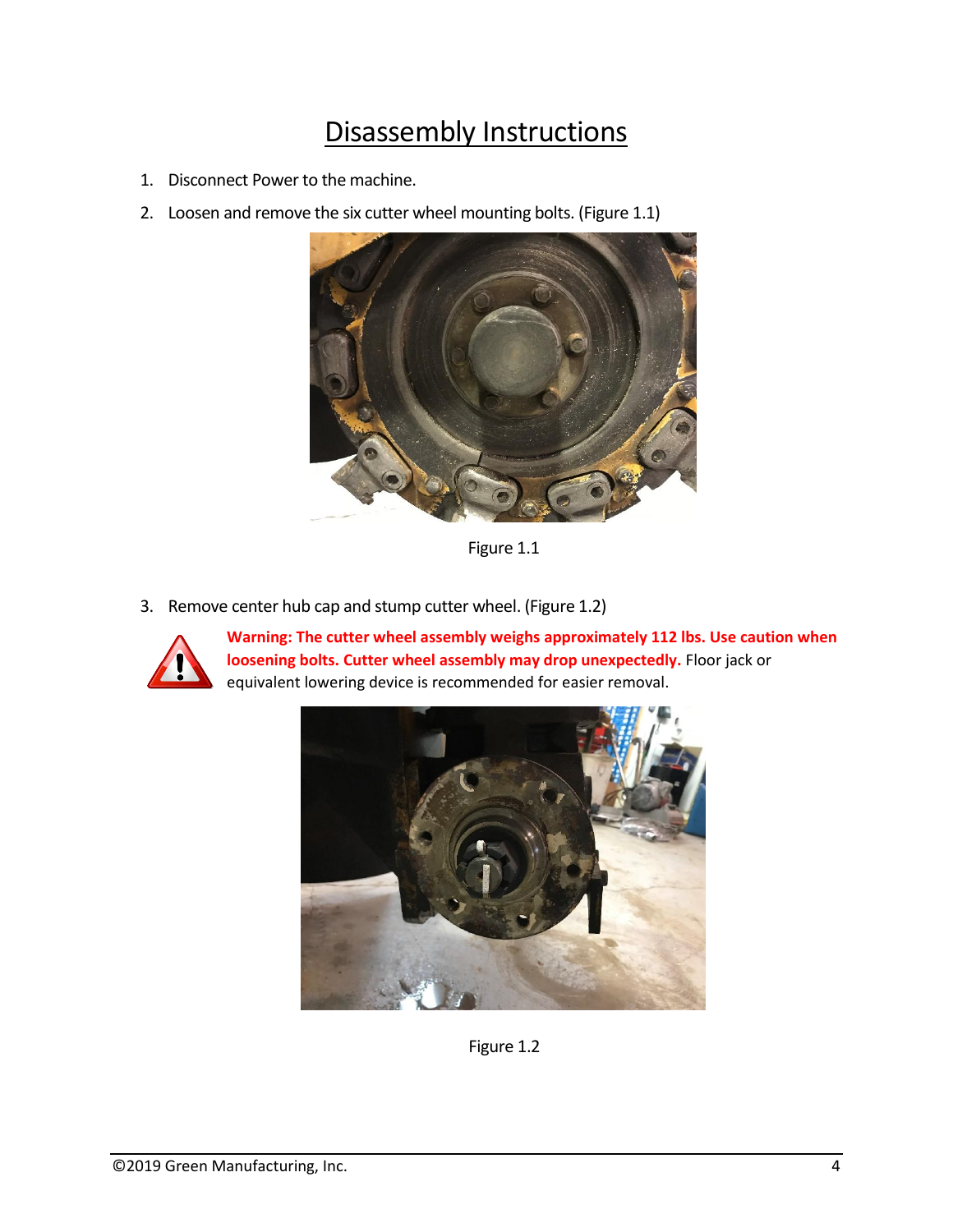# Disassembly Instructions

1. Disconnect Power to the machine.
2. Loosen and remove the six cutter wheel mounting bolts. (Figure 1.1)

Figure 1.1

3. Remove center hub cap and stump cutter wheel. (Figure 1.2)

**Warning: The cutter wheel assembly weighs approximately 112 lbs. Use caution when loosening bolts. Cutter wheel assembly may drop unexpectedly.** Floor jack or equivalent lowering device is recommended for easier removal.

Figure 1.2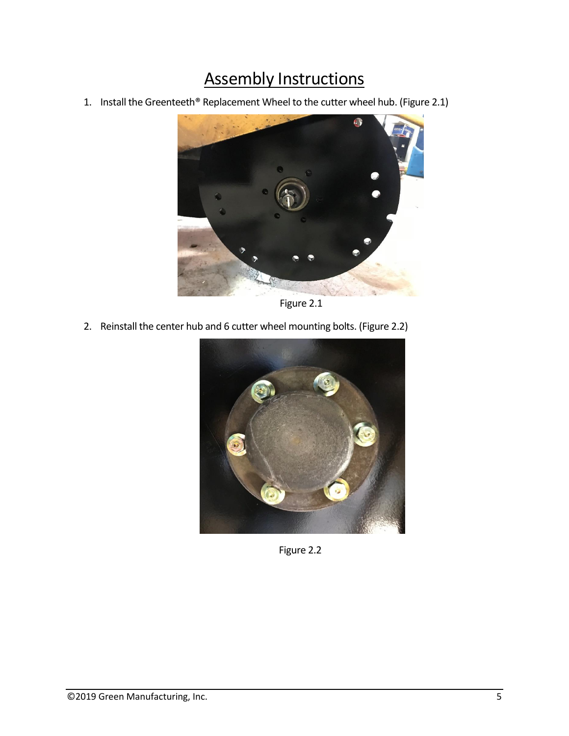# Assembly Instructions

1. Install the Greenteeth® Replacement Wheel to the cutter wheel hub. (Figure 2.1)

Figure 2.1

2. Reinstall the center hub and 6 cutter wheel mounting bolts. (Figure 2.2)

Figure 2.2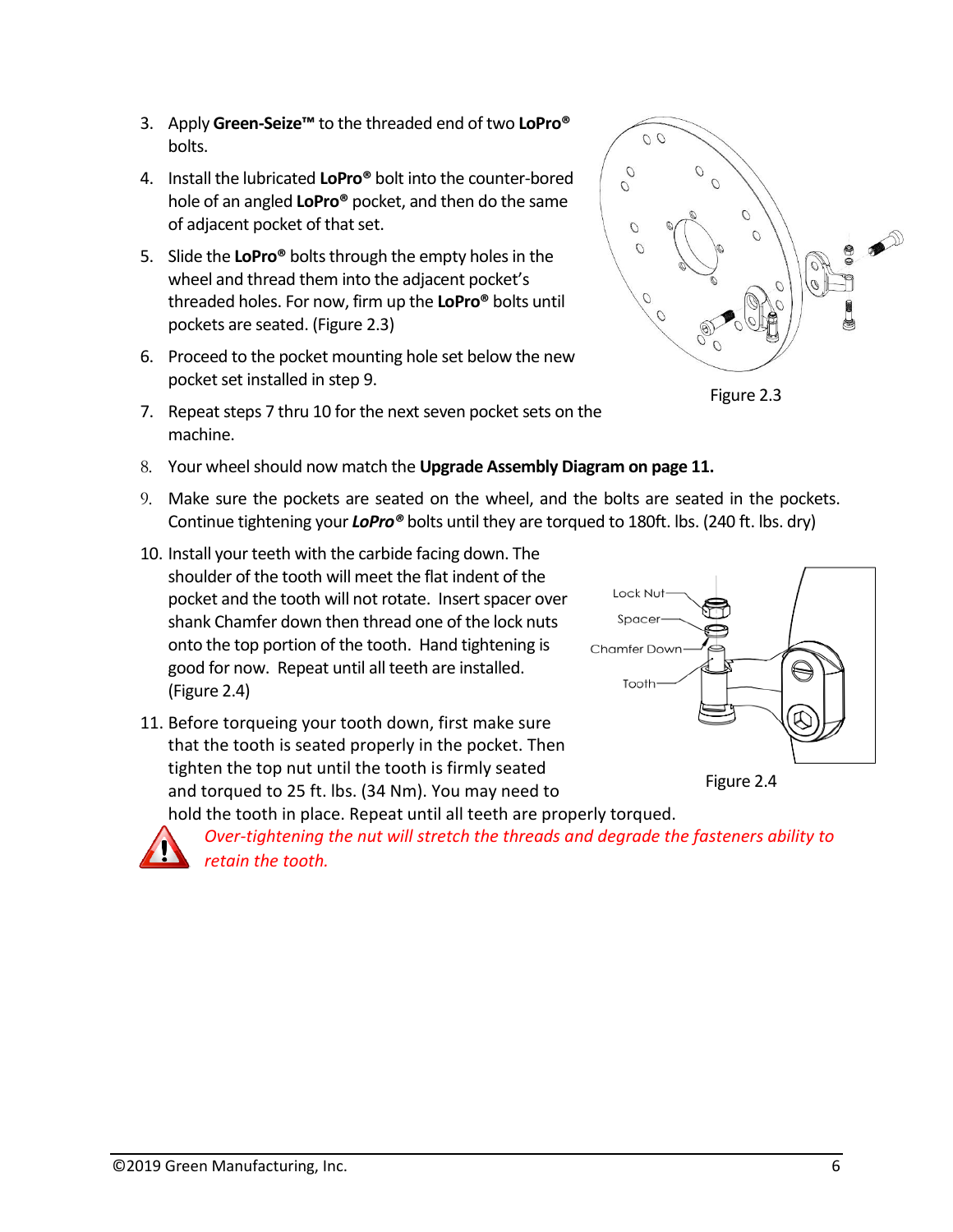3. Apply **Green-Seize™** to the threaded end of two **LoPro®** bolts.

4. Install the lubricated **LoPro®** bolt into the counter-bored hole of an angled **LoPro®** pocket, and then do the same of adjacent pocket of that set.

5. Slide the **LoPro®** bolts through the empty holes in the wheel and thread them into the adjacent pocket's threaded holes. For now, firm up the **LoPro®** bolts until pockets are seated. (Figure 2.3)

6. Proceed to the pocket mounting hole set below the new pocket set installed in step 9.

7. Repeat steps 7 thru 10 for the next seven pocket sets on the machine.

Figure 2.3

8. Your wheel should now match the **Upgrade Assembly Diagram on page 11.**

9. Make sure the pockets are seated on the wheel, and the bolts are seated in the pockets. Continue tightening your ***LoPro®*** bolts until they are torqued to 180ft. lbs. (240 ft. lbs. dry)

10. Install your teeth with the carbide facing down. The shoulder of the tooth will meet the flat indent of the pocket and the tooth will not rotate. Insert spacer over shank Chamfer down then thread one of the lock nuts onto the top portion of the tooth. Hand tightening is good for now. Repeat until all teeth are installed. (Figure 2.4)

11. Before torqueing your tooth down, first make sure that the tooth is seated properly in the pocket. Then tighten the top nut until the tooth is firmly seated and torqued to 25 ft. lbs. (34 Nm). You may need to hold the tooth in place. Repeat until all teeth are properly torqued.

Lock Nut
Spacer
Chamfer Down
Tooth

Figure 2.4

*Over-tightening the nut will stretch the threads and degrade the fasteners ability to retain the tooth.*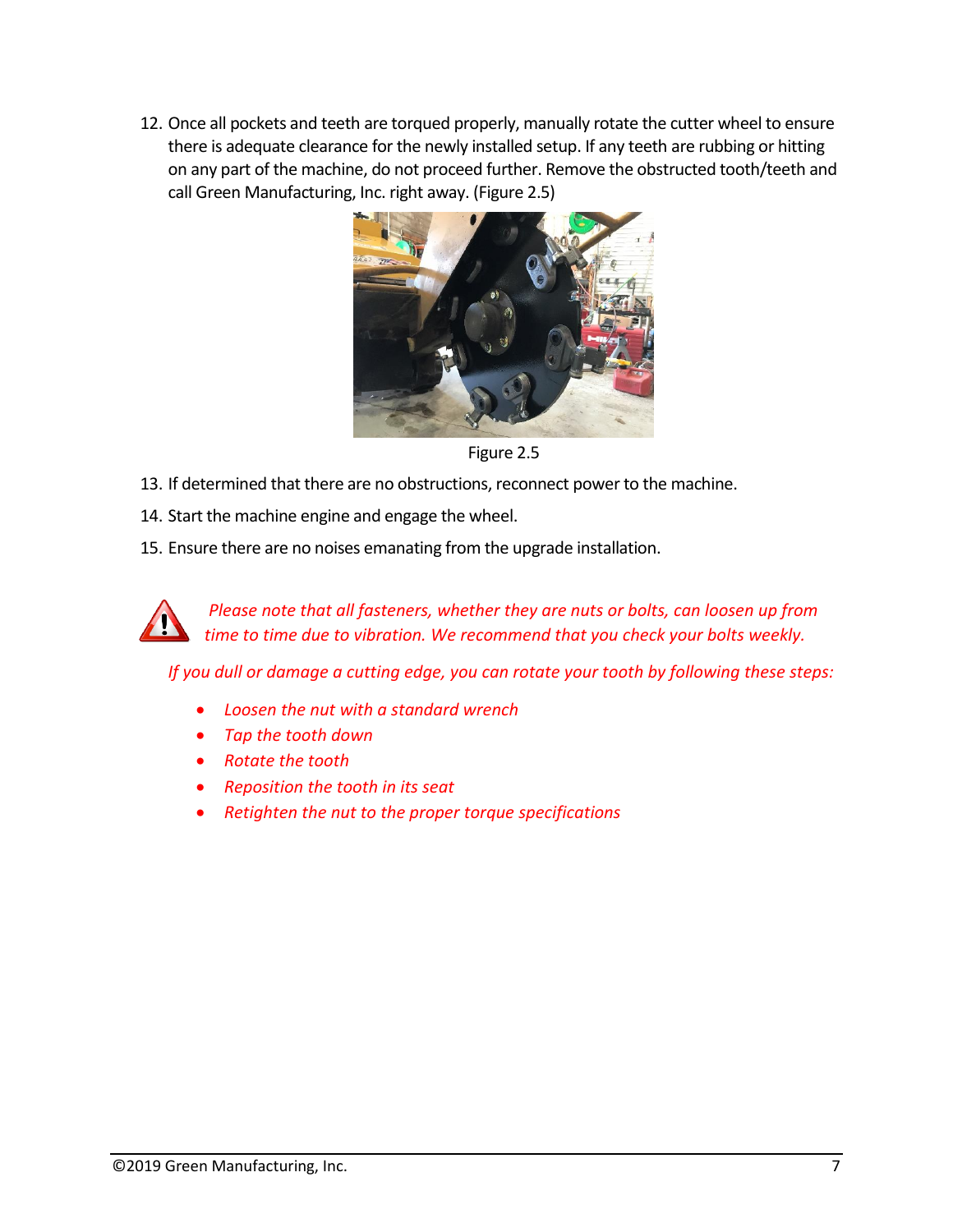12. Once all pockets and teeth are torqued properly, manually rotate the cutter wheel to ensure there is adequate clearance for the newly installed setup. If any teeth are rubbing or hitting on any part of the machine, do not proceed further. Remove the obstructed tooth/teeth and call Green Manufacturing, Inc. right away. (Figure 2.5)

Figure 2.5

13. If determined that there are no obstructions, reconnect power to the machine.
14. Start the machine engine and engage the wheel.
15. Ensure there are no noises emanating from the upgrade installation.

*Please note that all fasteners, whether they are nuts or bolts, can loosen up from time to time due to vibration. We recommend that you check your bolts weekly.*

*If you dull or damage a cutting edge, you can rotate your tooth by following these steps:*

- *Loosen the nut with a standard wrench*
- *Tap the tooth down*
- *Rotate the tooth*
- *Reposition the tooth in its seat*
- *Retighten the nut to the proper torque specifications*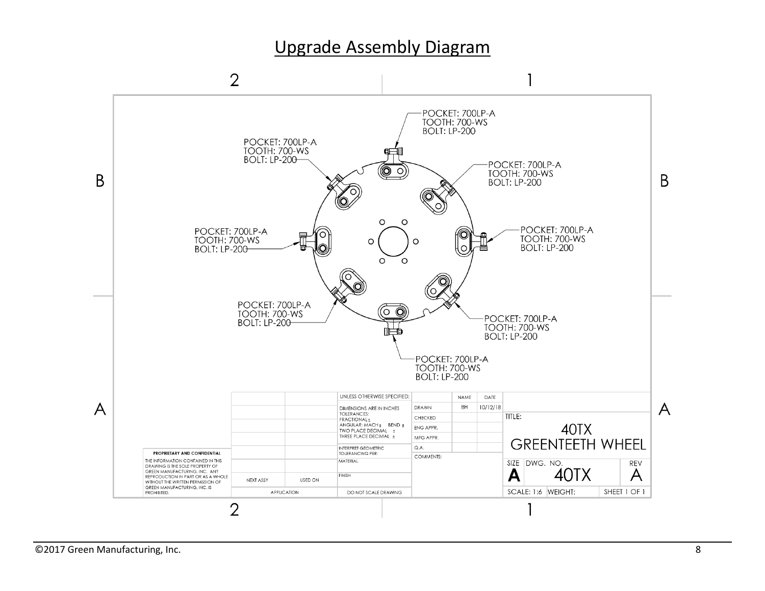## Upgrade Assembly Diagram

POCKET: 700LP-A
TOOTH: 700-WS
BOLT: LP-200

POCKET: 700LP-A
TOOTH: 700-WS
BOLT: LP-200

POCKET: 700LP-A
TOOTH: 700-WS
BOLT: LP-200

POCKET: 700LP-A
TOOTH: 700-WS
BOLT: LP-200

POCKET: 700LP-A
TOOTH: 700-WS
BOLT: LP-200

POCKET: 700LP-A
TOOTH: 700-WS
BOLT: LP-200

POCKET: 700LP-A
TOOTH: 700-WS
BOLT: LP-200

POCKET: 700LP-A
TOOTH: 700-WS
BOLT: LP-200

**PROPRIETARY AND CONFIDENTIAL**

THE INFORMATION CONTAINED IN THIS DRAWING IS THE SOLE PROPERTY OF GREEN MANUFACTURING, INC. ANY REPRODUCTION IN PART OR AS A WHOLE WITHOUT THE WRITTEN PERMISSION OF GREEN MANUFACTURING, INC. IS PROHIBITED.

| | | | NAME | DATE | |
|---|---|---|---|---|---|
| | | UNLESS OTHERWISE SPECIFIED: | | | |
| | | DIMENSIONS ARE IN INCHES TOLERANCES: FRACTIONAL ± ANGULAR: MACH ± BEND ± TWO PLACE DECIMAL ± THREE PLACE DECIMAL ± | DRAWN | BH | 10/12/18 |
| | | | CHECKED | | | TITLE: |
| | | | ENG APPR. | | | 40TX GREENTEETH WHEEL |
| | | | MFG APPR. | | |
| | | INTERPRET GEOMETRIC TOLERANCING PER: | Q.A. | | |
| | | MATERIAL | COMMENTS: | | | SIZE A · DWG. NO. 40TX · REV A |
| NEXT ASSY | USED ON | FINISH | | | |
| APPLICATION | | DO NOT SCALE DRAWING | | | | SCALE: 1:6 · WEIGHT: · SHEET 1 OF 1 |

©2017 Green Manufacturing, Inc.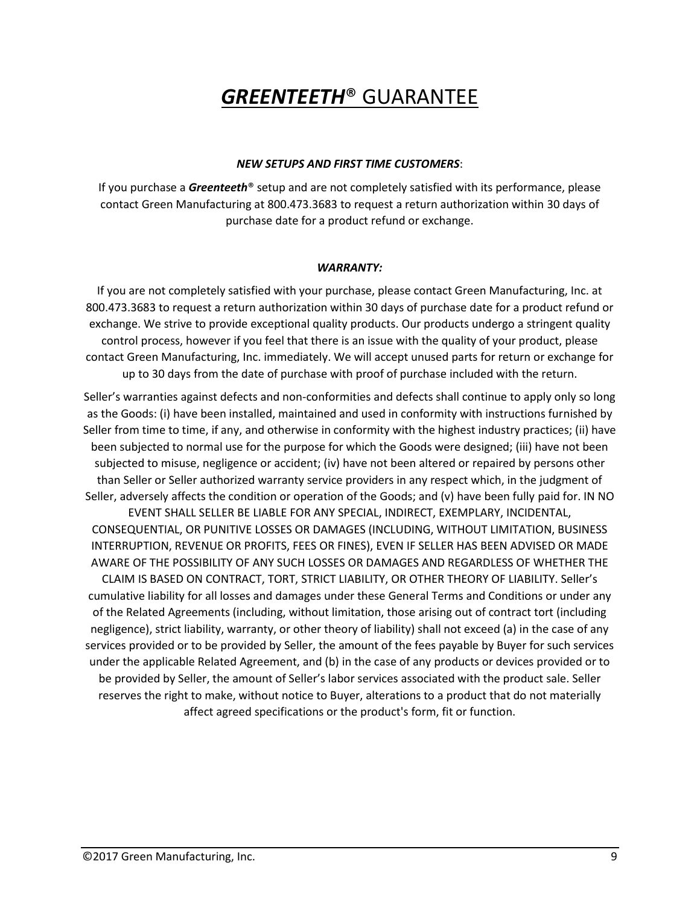# ***GREENTEETH***® GUARANTEE

***NEW SETUPS AND FIRST TIME CUSTOMERS***:

If you purchase a ***Greenteeth***® setup and are not completely satisfied with its performance, please contact Green Manufacturing at 800.473.3683 to request a return authorization within 30 days of purchase date for a product refund or exchange.

***WARRANTY:***

If you are not completely satisfied with your purchase, please contact Green Manufacturing, Inc. at 800.473.3683 to request a return authorization within 30 days of purchase date for a product refund or exchange. We strive to provide exceptional quality products. Our products undergo a stringent quality control process, however if you feel that there is an issue with the quality of your product, please contact Green Manufacturing, Inc. immediately. We will accept unused parts for return or exchange for up to 30 days from the date of purchase with proof of purchase included with the return.

Seller's warranties against defects and non-conformities and defects shall continue to apply only so long as the Goods: (i) have been installed, maintained and used in conformity with instructions furnished by Seller from time to time, if any, and otherwise in conformity with the highest industry practices; (ii) have been subjected to normal use for the purpose for which the Goods were designed; (iii) have not been subjected to misuse, negligence or accident; (iv) have not been altered or repaired by persons other than Seller or Seller authorized warranty service providers in any respect which, in the judgment of Seller, adversely affects the condition or operation of the Goods; and (v) have been fully paid for. IN NO EVENT SHALL SELLER BE LIABLE FOR ANY SPECIAL, INDIRECT, EXEMPLARY, INCIDENTAL, CONSEQUENTIAL, OR PUNITIVE LOSSES OR DAMAGES (INCLUDING, WITHOUT LIMITATION, BUSINESS INTERRUPTION, REVENUE OR PROFITS, FEES OR FINES), EVEN IF SELLER HAS BEEN ADVISED OR MADE AWARE OF THE POSSIBILITY OF ANY SUCH LOSSES OR DAMAGES AND REGARDLESS OF WHETHER THE CLAIM IS BASED ON CONTRACT, TORT, STRICT LIABILITY, OR OTHER THEORY OF LIABILITY. Seller's cumulative liability for all losses and damages under these General Terms and Conditions or under any of the Related Agreements (including, without limitation, those arising out of contract tort (including negligence), strict liability, warranty, or other theory of liability) shall not exceed (a) in the case of any services provided or to be provided by Seller, the amount of the fees payable by Buyer for such services under the applicable Related Agreement, and (b) in the case of any products or devices provided or to be provided by Seller, the amount of Seller's labor services associated with the product sale. Seller reserves the right to make, without notice to Buyer, alterations to a product that do not materially affect agreed specifications or the product's form, fit or function.

©2017 Green Manufacturing, Inc.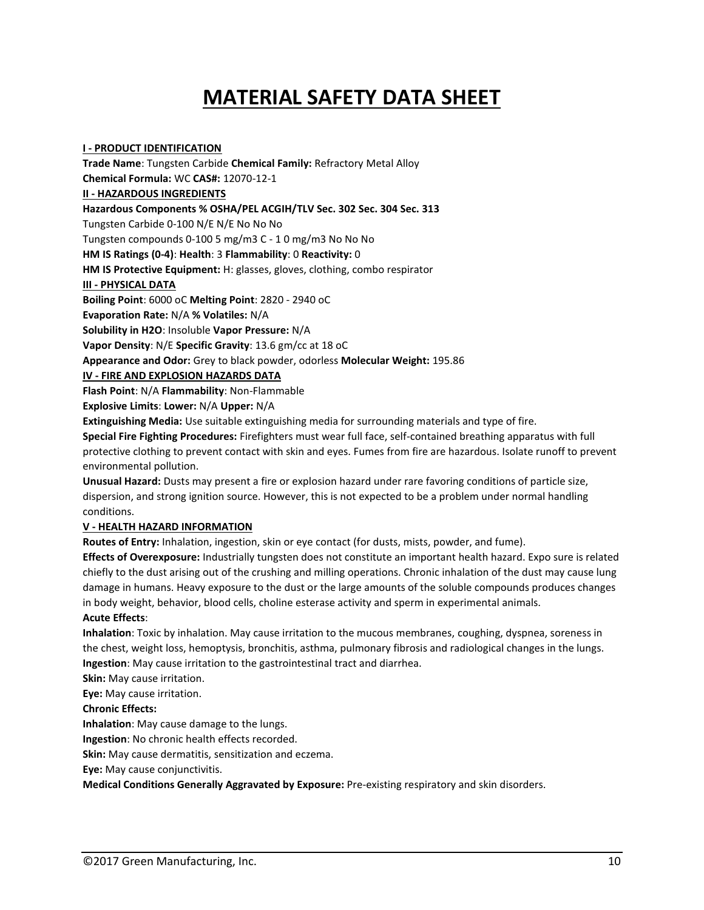# MATERIAL SAFETY DATA SHEET

**I - PRODUCT IDENTIFICATION**

**Trade Name**: Tungsten Carbide **Chemical Family:** Refractory Metal Alloy

**Chemical Formula:** WC **CAS#:** 12070-12-1

**II - HAZARDOUS INGREDIENTS**

**Hazardous Components % OSHA/PEL ACGIH/TLV Sec. 302 Sec. 304 Sec. 313**

Tungsten Carbide 0-100 N/E N/E No No No

Tungsten compounds 0-100 5 mg/m3 C - 1 0 mg/m3 No No No

**HM IS Ratings (0-4)**: **Health**: 3 **Flammability**: 0 **Reactivity:** 0

**HM IS Protective Equipment:** H: glasses, gloves, clothing, combo respirator

**III - PHYSICAL DATA**

**Boiling Point**: 6000 oC **Melting Point**: 2820 - 2940 oC

**Evaporation Rate:** N/A **% Volatiles:** N/A

**Solubility in H2O**: Insoluble **Vapor Pressure:** N/A

**Vapor Density**: N/E **Specific Gravity**: 13.6 gm/cc at 18 oC

**Appearance and Odor:** Grey to black powder, odorless **Molecular Weight:** 195.86

**IV - FIRE AND EXPLOSION HAZARDS DATA**

**Flash Point**: N/A **Flammability**: Non-Flammable

**Explosive Limits**: **Lower:** N/A **Upper:** N/A

**Extinguishing Media:** Use suitable extinguishing media for surrounding materials and type of fire.

**Special Fire Fighting Procedures:** Firefighters must wear full face, self-contained breathing apparatus with full protective clothing to prevent contact with skin and eyes. Fumes from fire are hazardous. Isolate runoff to prevent environmental pollution.

**Unusual Hazard:** Dusts may present a fire or explosion hazard under rare favoring conditions of particle size, dispersion, and strong ignition source. However, this is not expected to be a problem under normal handling conditions.

**V - HEALTH HAZARD INFORMATION**

**Routes of Entry:** Inhalation, ingestion, skin or eye contact (for dusts, mists, powder, and fume).

**Effects of Overexposure:** Industrially tungsten does not constitute an important health hazard. Expo sure is related chiefly to the dust arising out of the crushing and milling operations. Chronic inhalation of the dust may cause lung damage in humans. Heavy exposure to the dust or the large amounts of the soluble compounds produces changes in body weight, behavior, blood cells, choline esterase activity and sperm in experimental animals.

**Acute Effects**:

**Inhalation**: Toxic by inhalation. May cause irritation to the mucous membranes, coughing, dyspnea, soreness in the chest, weight loss, hemoptysis, bronchitis, asthma, pulmonary fibrosis and radiological changes in the lungs.

**Ingestion**: May cause irritation to the gastrointestinal tract and diarrhea.

**Skin:** May cause irritation.

**Eye:** May cause irritation.

**Chronic Effects:**

**Inhalation**: May cause damage to the lungs.

**Ingestion**: No chronic health effects recorded.

**Skin:** May cause dermatitis, sensitization and eczema.

**Eye:** May cause conjunctivitis.

**Medical Conditions Generally Aggravated by Exposure:** Pre-existing respiratory and skin disorders.

©2017 Green Manufacturing, Inc.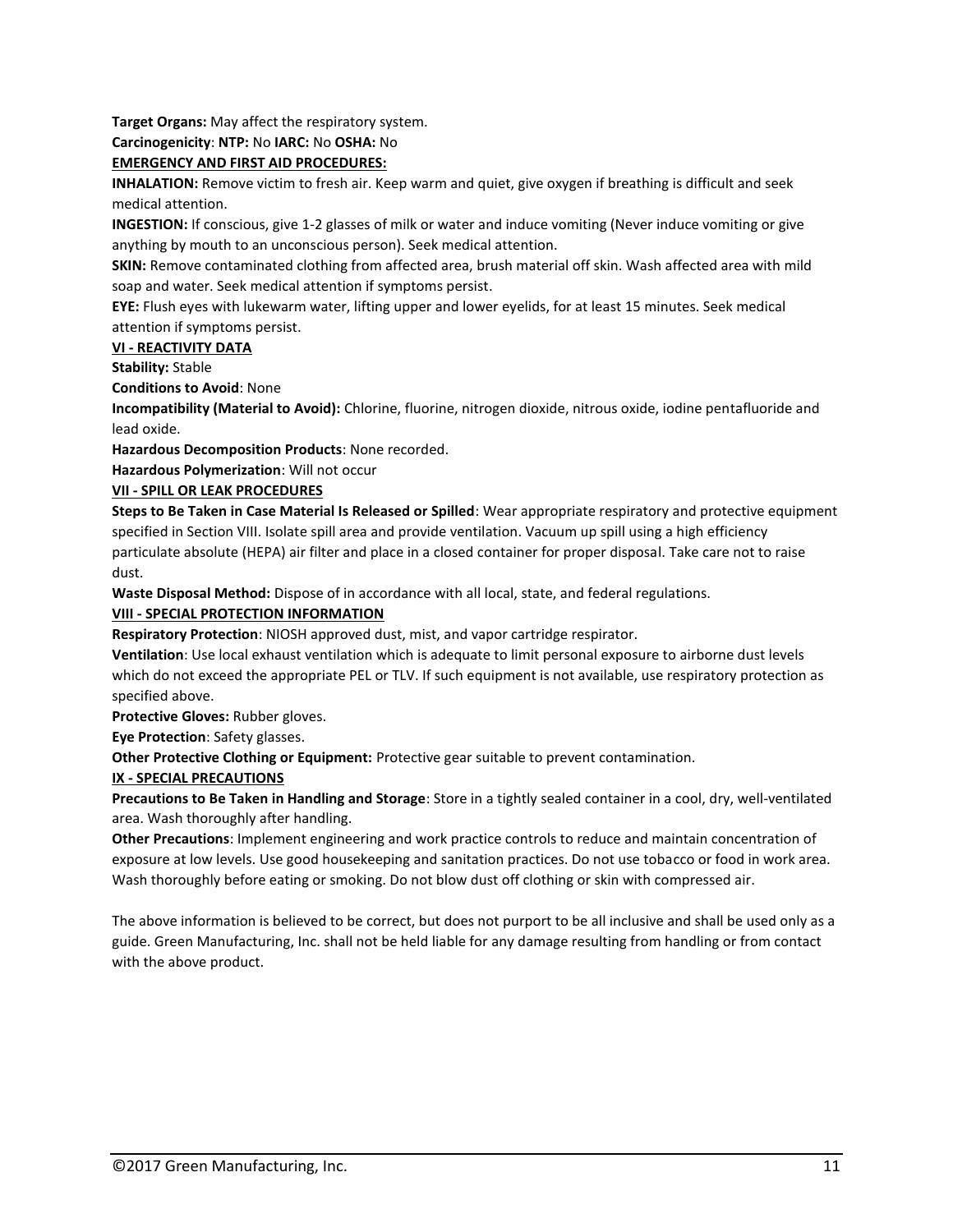**Target Organs:** May affect the respiratory system.

**Carcinogenicity**: **NTP:** No **IARC:** No **OSHA:** No

**EMERGENCY AND FIRST AID PROCEDURES:**

**INHALATION:** Remove victim to fresh air. Keep warm and quiet, give oxygen if breathing is difficult and seek medical attention.

**INGESTION:** If conscious, give 1-2 glasses of milk or water and induce vomiting (Never induce vomiting or give anything by mouth to an unconscious person). Seek medical attention.

**SKIN:** Remove contaminated clothing from affected area, brush material off skin. Wash affected area with mild soap and water. Seek medical attention if symptoms persist.

**EYE:** Flush eyes with lukewarm water, lifting upper and lower eyelids, for at least 15 minutes. Seek medical attention if symptoms persist.

**VI - REACTIVITY DATA**

**Stability:** Stable

**Conditions to Avoid**: None

**Incompatibility (Material to Avoid):** Chlorine, fluorine, nitrogen dioxide, nitrous oxide, iodine pentafluoride and lead oxide.

**Hazardous Decomposition Products**: None recorded.

**Hazardous Polymerization**: Will not occur

**VII - SPILL OR LEAK PROCEDURES**

**Steps to Be Taken in Case Material Is Released or Spilled**: Wear appropriate respiratory and protective equipment specified in Section VIII. Isolate spill area and provide ventilation. Vacuum up spill using a high efficiency particulate absolute (HEPA) air filter and place in a closed container for proper disposal. Take care not to raise dust.

**Waste Disposal Method:** Dispose of in accordance with all local, state, and federal regulations.

**VIII - SPECIAL PROTECTION INFORMATION**

**Respiratory Protection**: NIOSH approved dust, mist, and vapor cartridge respirator.

**Ventilation**: Use local exhaust ventilation which is adequate to limit personal exposure to airborne dust levels which do not exceed the appropriate PEL or TLV. If such equipment is not available, use respiratory protection as specified above.

**Protective Gloves:** Rubber gloves.

**Eye Protection**: Safety glasses.

**Other Protective Clothing or Equipment:** Protective gear suitable to prevent contamination.

**IX - SPECIAL PRECAUTIONS**

**Precautions to Be Taken in Handling and Storage**: Store in a tightly sealed container in a cool, dry, well-ventilated area. Wash thoroughly after handling.

**Other Precautions**: Implement engineering and work practice controls to reduce and maintain concentration of exposure at low levels. Use good housekeeping and sanitation practices. Do not use tobacco or food in work area. Wash thoroughly before eating or smoking. Do not blow dust off clothing or skin with compressed air.

The above information is believed to be correct, but does not purport to be all inclusive and shall be used only as a guide. Green Manufacturing, Inc. shall not be held liable for any damage resulting from handling or from contact with the above product.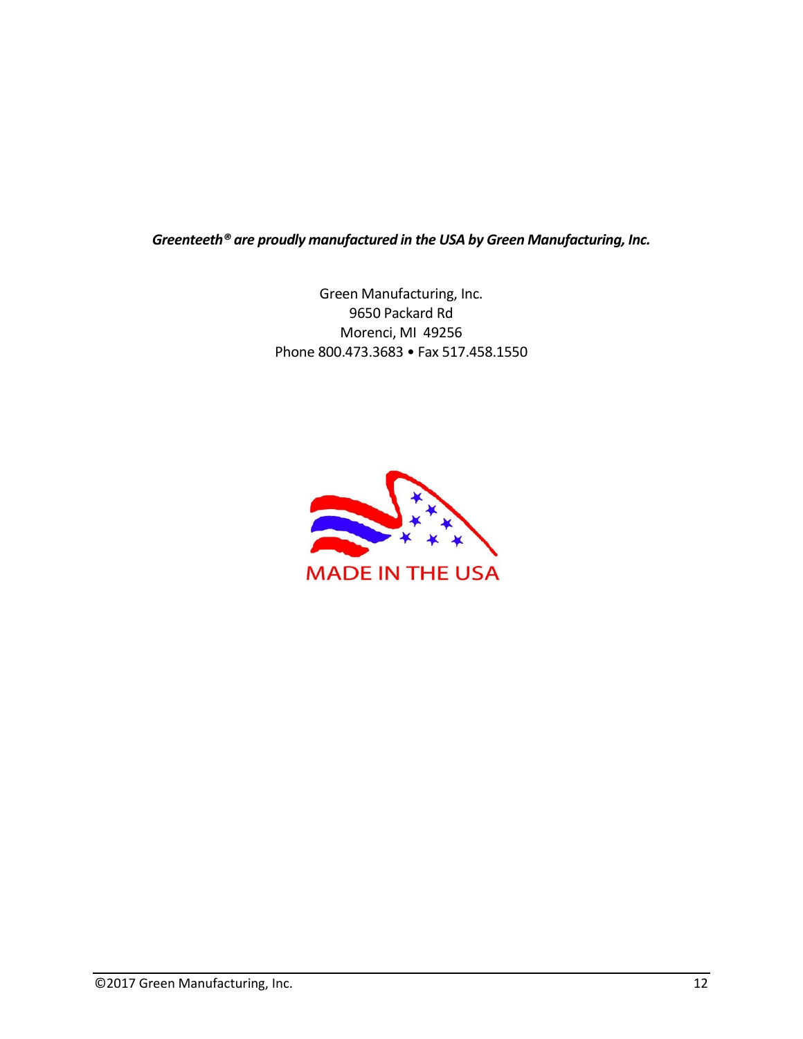***Greenteeth® are proudly manufactured in the USA by Green Manufacturing, Inc.***

Green Manufacturing, Inc.
9650 Packard Rd
Morenci, MI 49256
Phone 800.473.3683 • Fax 517.458.1550

MADE IN THE USA